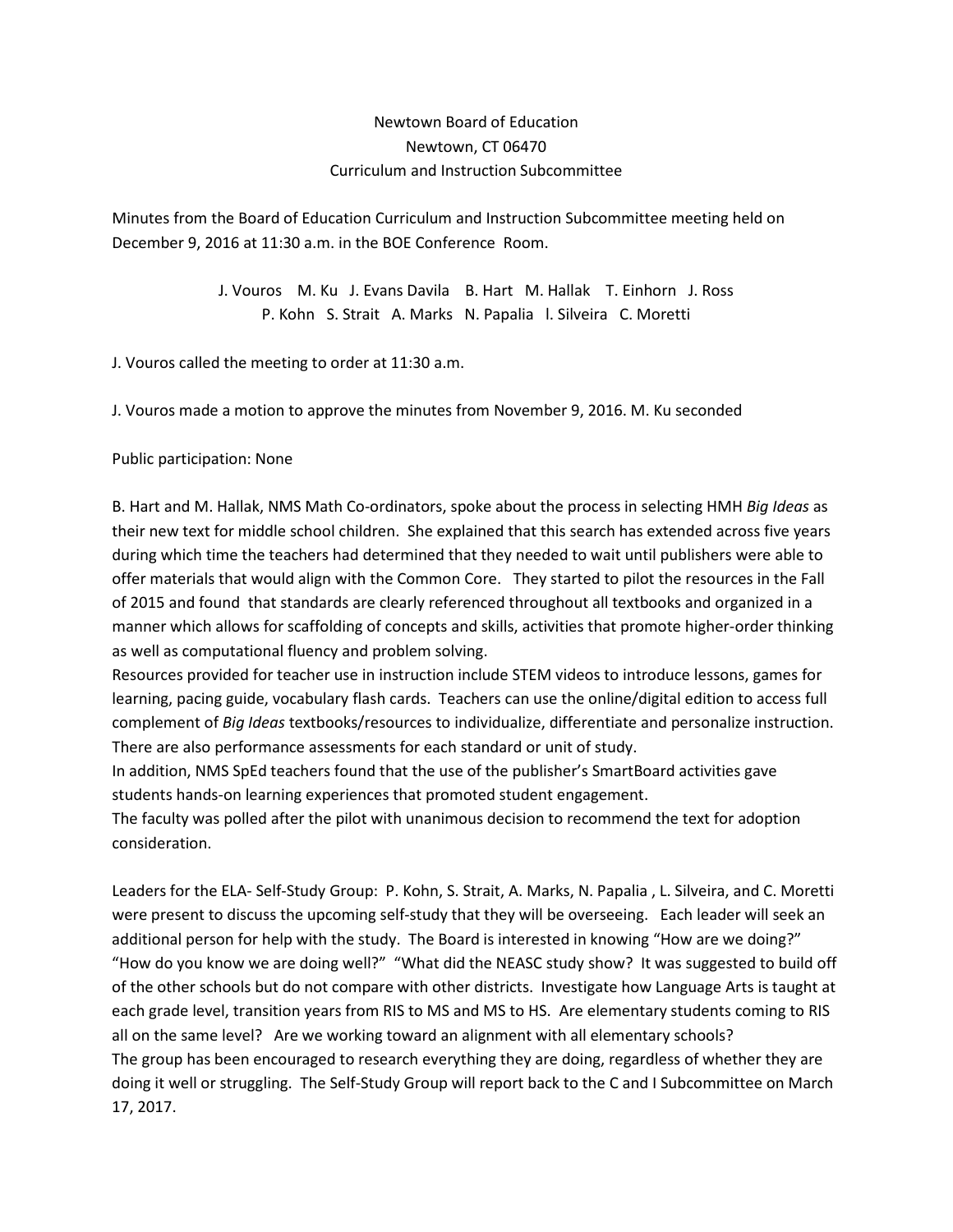Newtown Board of Education
Newtown, CT 06470
Curriculum and Instruction Subcommittee

Minutes from the Board of Education Curriculum and Instruction Subcommittee meeting held on December 9, 2016 at 11:30 a.m. in the BOE Conference Room.

J. Vouros M. Ku J. Evans Davila B. Hart M. Hallak T. Einhorn J. Ross
P. Kohn S. Strait A. Marks N. Papalia l. Silveira C. Moretti

J. Vouros called the meeting to order at 11:30 a.m.

J. Vouros made a motion to approve the minutes from November 9, 2016. M. Ku seconded

Public participation: None

B. Hart and M. Hallak, NMS Math Co-ordinators, spoke about the process in selecting HMH *Big Ideas* as their new text for middle school children. She explained that this search has extended across five years during which time the teachers had determined that they needed to wait until publishers were able to offer materials that would align with the Common Core. They started to pilot the resources in the Fall of 2015 and found that standards are clearly referenced throughout all textbooks and organized in a manner which allows for scaffolding of concepts and skills, activities that promote higher-order thinking as well as computational fluency and problem solving.
Resources provided for teacher use in instruction include STEM videos to introduce lessons, games for learning, pacing guide, vocabulary flash cards. Teachers can use the online/digital edition to access full complement of *Big Ideas* textbooks/resources to individualize, differentiate and personalize instruction. There are also performance assessments for each standard or unit of study.
In addition, NMS SpEd teachers found that the use of the publisher's SmartBoard activities gave students hands-on learning experiences that promoted student engagement.
The faculty was polled after the pilot with unanimous decision to recommend the text for adoption consideration.

Leaders for the ELA- Self-Study Group: P. Kohn, S. Strait, A. Marks, N. Papalia , L. Silveira, and C. Moretti were present to discuss the upcoming self-study that they will be overseeing. Each leader will seek an additional person for help with the study. The Board is interested in knowing "How are we doing?" "How do you know we are doing well?" "What did the NEASC study show? It was suggested to build off of the other schools but do not compare with other districts. Investigate how Language Arts is taught at each grade level, transition years from RIS to MS and MS to HS. Are elementary students coming to RIS all on the same level? Are we working toward an alignment with all elementary schools?
The group has been encouraged to research everything they are doing, regardless of whether they are doing it well or struggling. The Self-Study Group will report back to the C and I Subcommittee on March 17, 2017.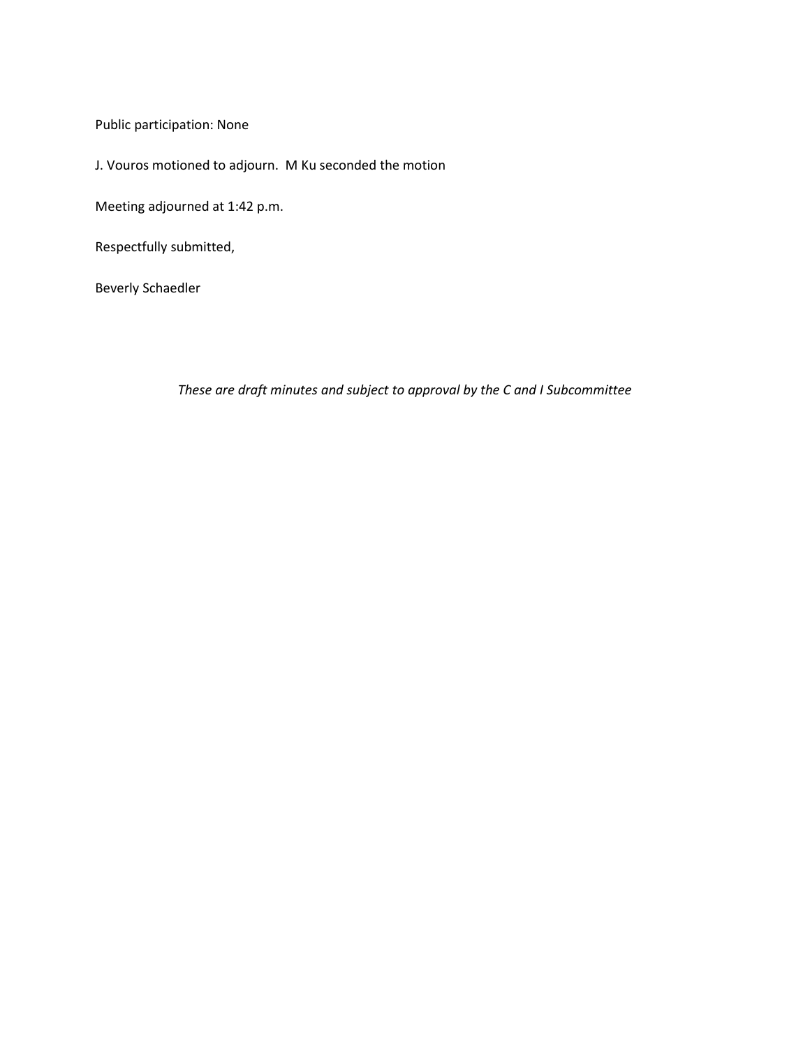Public participation: None

J. Vouros motioned to adjourn.  M Ku seconded the motion

Meeting adjourned at 1:42 p.m.

Respectfully submitted,

Beverly Schaedler

*These are draft minutes and subject to approval by the C and I Subcommittee*